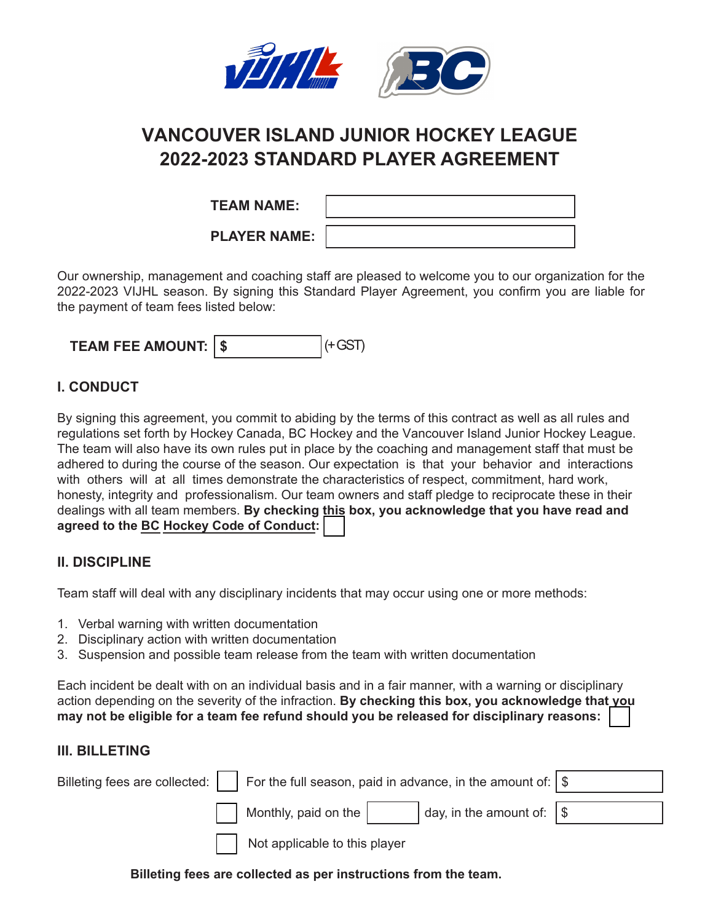# VANCOUVER ISLAND JUNIOR HOCKEY LEAGUE
# 2022-2023 STANDARD PLAYER AGREEMENT

**TEAM NAME:** ______________________

**PLAYER NAME:** ______________________

Our ownership, management and coaching staff are pleased to welcome you to our organization for the 2022-2023 VIJHL season. By signing this Standard Player Agreement, you confirm you are liable for the payment of team fees listed below:

**TEAM FEE AMOUNT:** $ __________ (+GST)

## I. CONDUCT

By signing this agreement, you commit to abiding by the terms of this contract as well as all rules and regulations set forth by Hockey Canada, BC Hockey and the Vancouver Island Junior Hockey League. The team will also have its own rules put in place by the coaching and management staff that must be adhered to during the course of the season. Our expectation is that your behavior and interactions with others will at all times demonstrate the characteristics of respect, commitment, hard work, honesty, integrity and professionalism. Our team owners and staff pledge to reciprocate these in their dealings with all team members. **By checking this box, you acknowledge that you have read and agreed to the BC Hockey Code of Conduct:** ☐

## II. DISCIPLINE

Team staff will deal with any disciplinary incidents that may occur using one or more methods:

1. Verbal warning with written documentation
2. Disciplinary action with written documentation
3. Suspension and possible team release from the team with written documentation

Each incident be dealt with on an individual basis and in a fair manner, with a warning or disciplinary action depending on the severity of the infraction. **By checking this box, you acknowledge that you may not be eligible for a team fee refund should you be released for disciplinary reasons:** ☐

## III. BILLETING

Billeting fees are collected:

☐ For the full season, paid in advance, in the amount of: $ __________

☐ Monthly, paid on the ______ day, in the amount of: $ __________

☐ Not applicable to this player

**Billeting fees are collected as per instructions from the team.**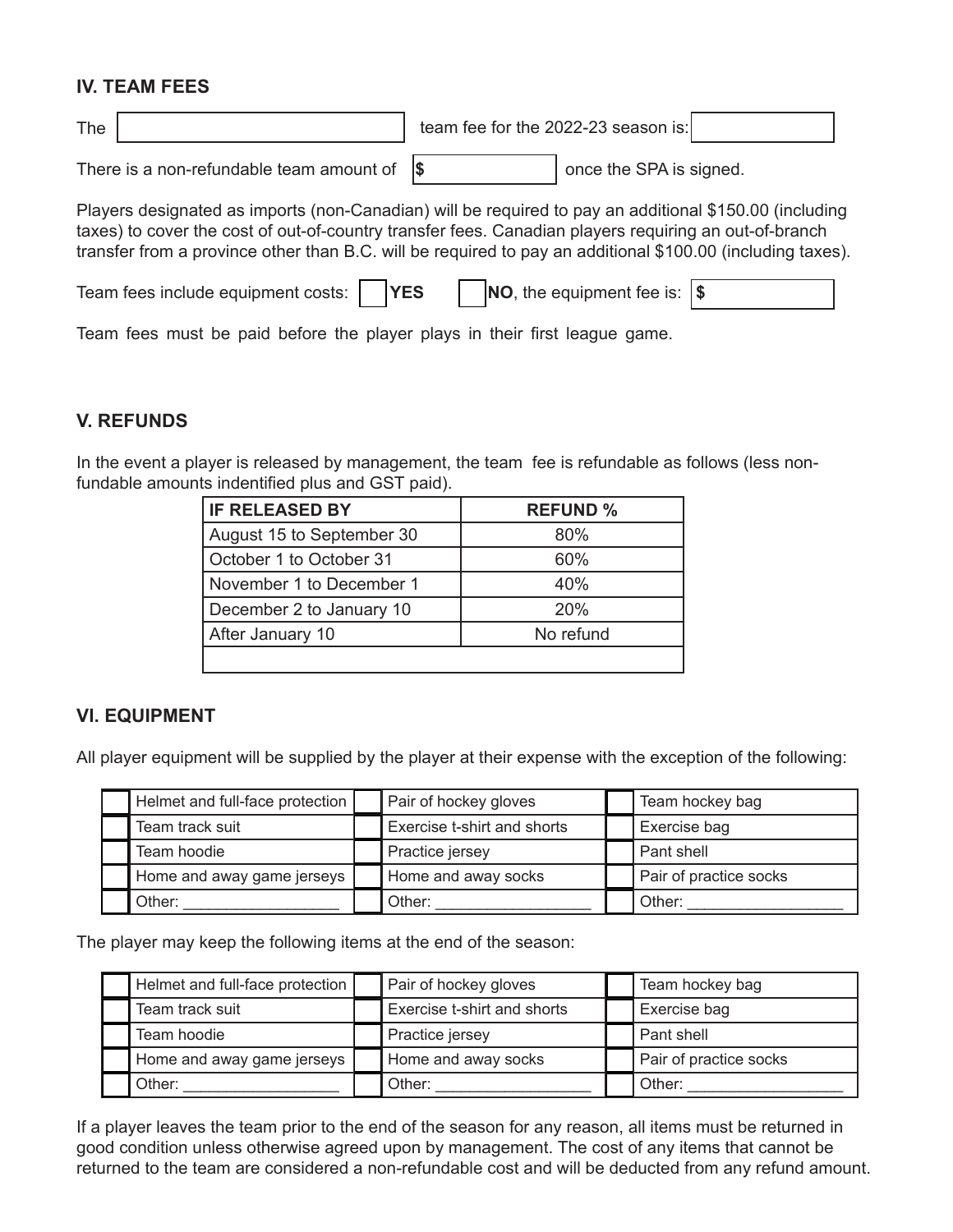## IV. TEAM FEES

The \_\_\_\_\_\_\_\_\_\_\_\_\_\_\_\_\_\_\_\_ team fee for the 2022-23 season is: \_\_\_\_\_\_\_\_\_\_\_\_

There is a non-refundable team amount of $ \_\_\_\_\_\_\_\_\_\_ once the SPA is signed.

Players designated as imports (non-Canadian) will be required to pay an additional $150.00 (including taxes) to cover the cost of out-of-country transfer fees. Canadian players requiring an out-of-branch transfer from a province other than B.C. will be required to pay an additional $100.00 (including taxes).

Team fees include equipment costs: ☐ **YES** ☐ **NO**, the equipment fee is: $ \_\_\_\_\_\_\_\_\_\_

Team fees must be paid before the player plays in their first league game.

## V. REFUNDS

In the event a player is released by management, the team fee is refundable as follows (less non-fundable amounts indentified plus and GST paid).

| IF RELEASED BY | REFUND % |
|---|---|
| August 15 to September 30 | 80% |
| October 1 to October 31 | 60% |
| November 1 to December 1 | 40% |
| December 2 to January 10 | 20% |
| After January 10 | No refund |
| | |

## VI. EQUIPMENT

All player equipment will be supplied by the player at their expense with the exception of the following:

| | | | | | |
|---|---|---|---|---|---|
| ☐ | Helmet and full-face protection | ☐ | Pair of hockey gloves | ☐ | Team hockey bag |
| ☐ | Team track suit | ☐ | Exercise t-shirt and shorts | ☐ | Exercise bag |
| ☐ | Team hoodie | ☐ | Practice jersey | ☐ | Pant shell |
| ☐ | Home and away game jerseys | ☐ | Home and away socks | ☐ | Pair of practice socks |
| ☐ | Other: \_\_\_\_\_\_\_\_\_\_\_\_\_\_\_\_\_\_ | ☐ | Other: \_\_\_\_\_\_\_\_\_\_\_\_\_\_\_\_\_\_ | ☐ | Other: \_\_\_\_\_\_\_\_\_\_\_\_\_\_\_\_\_\_ |

The player may keep the following items at the end of the season:

| | | | | | |
|---|---|---|---|---|---|
| ☐ | Helmet and full-face protection | ☐ | Pair of hockey gloves | ☐ | Team hockey bag |
| ☐ | Team track suit | ☐ | Exercise t-shirt and shorts | ☐ | Exercise bag |
| ☐ | Team hoodie | ☐ | Practice jersey | ☐ | Pant shell |
| ☐ | Home and away game jerseys | ☐ | Home and away socks | ☐ | Pair of practice socks |
| ☐ | Other: \_\_\_\_\_\_\_\_\_\_\_\_\_\_\_\_\_\_ | ☐ | Other: \_\_\_\_\_\_\_\_\_\_\_\_\_\_\_\_\_\_ | ☐ | Other: \_\_\_\_\_\_\_\_\_\_\_\_\_\_\_\_\_\_ |

If a player leaves the team prior to the end of the season for any reason, all items must be returned in good condition unless otherwise agreed upon by management. The cost of any items that cannot be returned to the team are considered a non-refundable cost and will be deducted from any refund amount.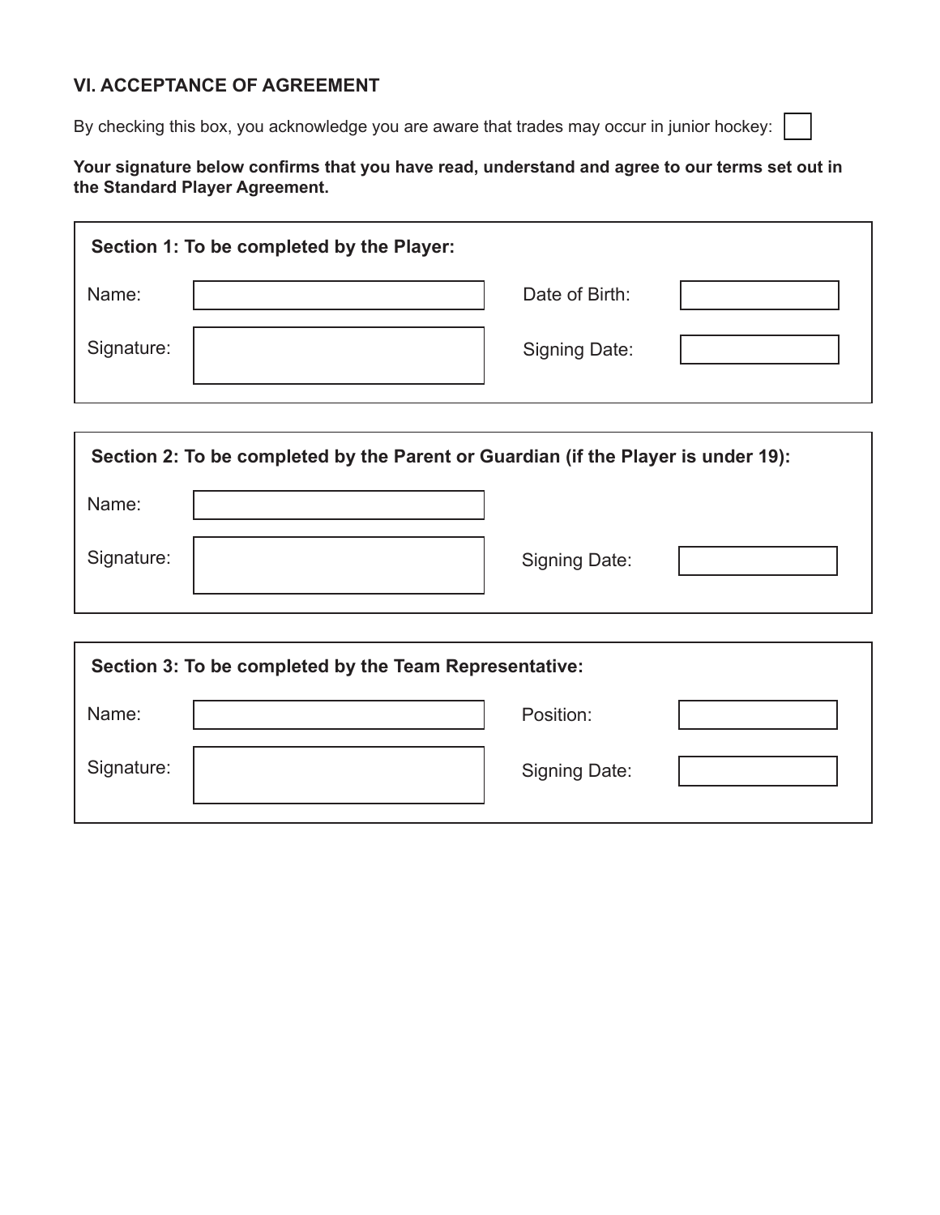## VI. ACCEPTANCE OF AGREEMENT

By checking this box, you acknowledge you are aware that trades may occur in junior hockey: ☐

**Your signature below confirms that you have read, understand and agree to our terms set out in the Standard Player Agreement.**

**Section 1: To be completed by the Player:**

| | | | |
|---|---|---|---|
| Name: | | Date of Birth: | |
| Signature: | | Signing Date: | |

**Section 2: To be completed by the Parent or Guardian (if the Player is under 19):**

| | | | |
|---|---|---|---|
| Name: | | | |
| Signature: | | Signing Date: | |

**Section 3: To be completed by the Team Representative:**

| | | | |
|---|---|---|---|
| Name: | | Position: | |
| Signature: | | Signing Date: | |